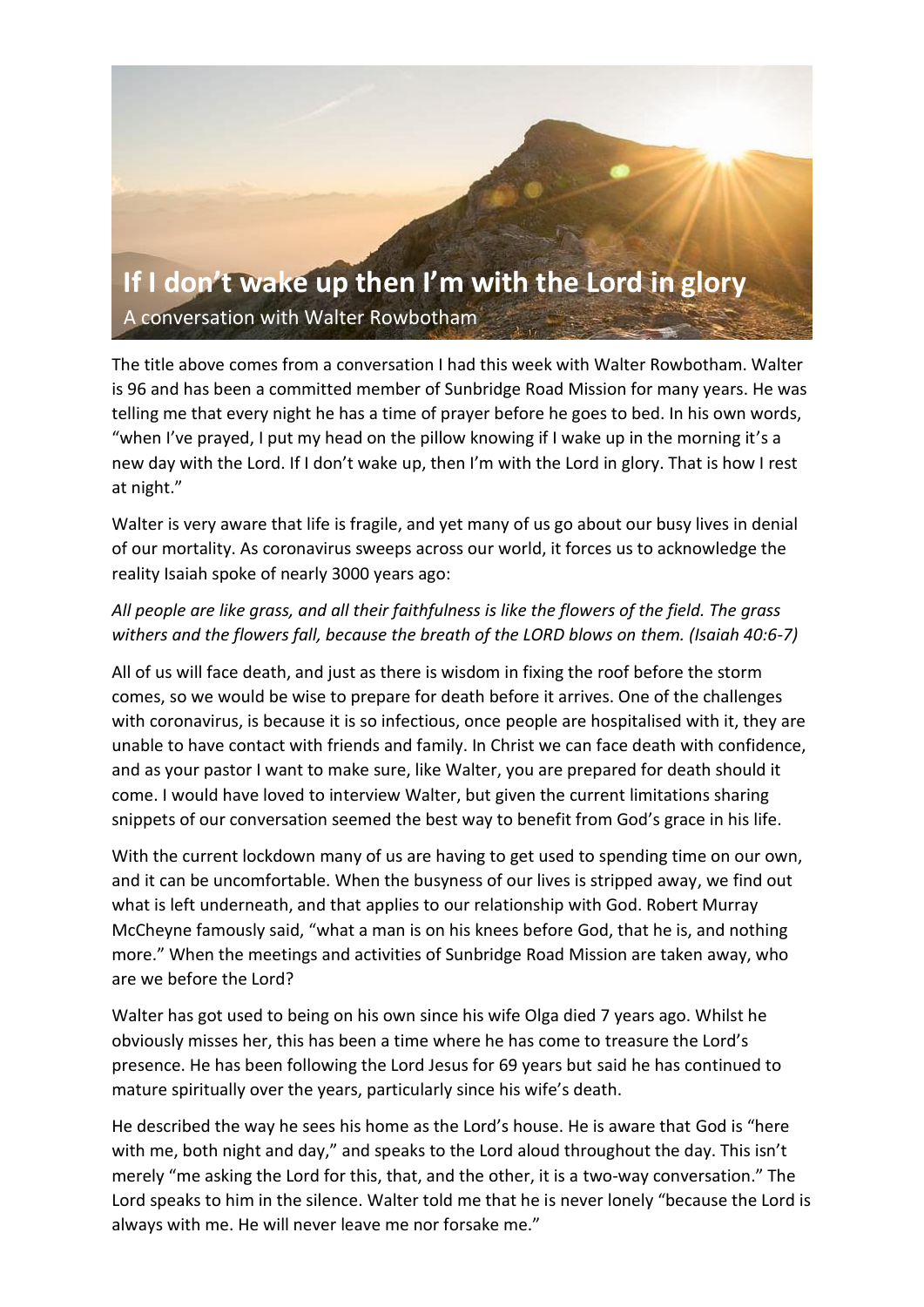# If I don't wake up then I'm with the Lord in glory

A conversation with Walter Rowbotham

The title above comes from a conversation I had this week with Walter Rowbotham. Walter is 96 and has been a committed member of Sunbridge Road Mission for many years. He was telling me that every night he has a time of prayer before he goes to bed. In his own words, "when I've prayed, I put my head on the pillow knowing if I wake up in the morning it's a new day with the Lord. If I don't wake up, then I'm with the Lord in glory. That is how I rest at night."

Walter is very aware that life is fragile, and yet many of us go about our busy lives in denial of our mortality. As coronavirus sweeps across our world, it forces us to acknowledge the reality Isaiah spoke of nearly 3000 years ago:

*All people are like grass, and all their faithfulness is like the flowers of the field. The grass withers and the flowers fall, because the breath of the LORD blows on them. (Isaiah 40:6-7)*

All of us will face death, and just as there is wisdom in fixing the roof before the storm comes, so we would be wise to prepare for death before it arrives. One of the challenges with coronavirus, is because it is so infectious, once people are hospitalised with it, they are unable to have contact with friends and family. In Christ we can face death with confidence, and as your pastor I want to make sure, like Walter, you are prepared for death should it come. I would have loved to interview Walter, but given the current limitations sharing snippets of our conversation seemed the best way to benefit from God's grace in his life.

With the current lockdown many of us are having to get used to spending time on our own, and it can be uncomfortable. When the busyness of our lives is stripped away, we find out what is left underneath, and that applies to our relationship with God. Robert Murray McCheyne famously said, "what a man is on his knees before God, that he is, and nothing more." When the meetings and activities of Sunbridge Road Mission are taken away, who are we before the Lord?

Walter has got used to being on his own since his wife Olga died 7 years ago. Whilst he obviously misses her, this has been a time where he has come to treasure the Lord's presence. He has been following the Lord Jesus for 69 years but said he has continued to mature spiritually over the years, particularly since his wife's death.

He described the way he sees his home as the Lord's house. He is aware that God is "here with me, both night and day," and speaks to the Lord aloud throughout the day. This isn't merely "me asking the Lord for this, that, and the other, it is a two-way conversation." The Lord speaks to him in the silence. Walter told me that he is never lonely "because the Lord is always with me. He will never leave me nor forsake me."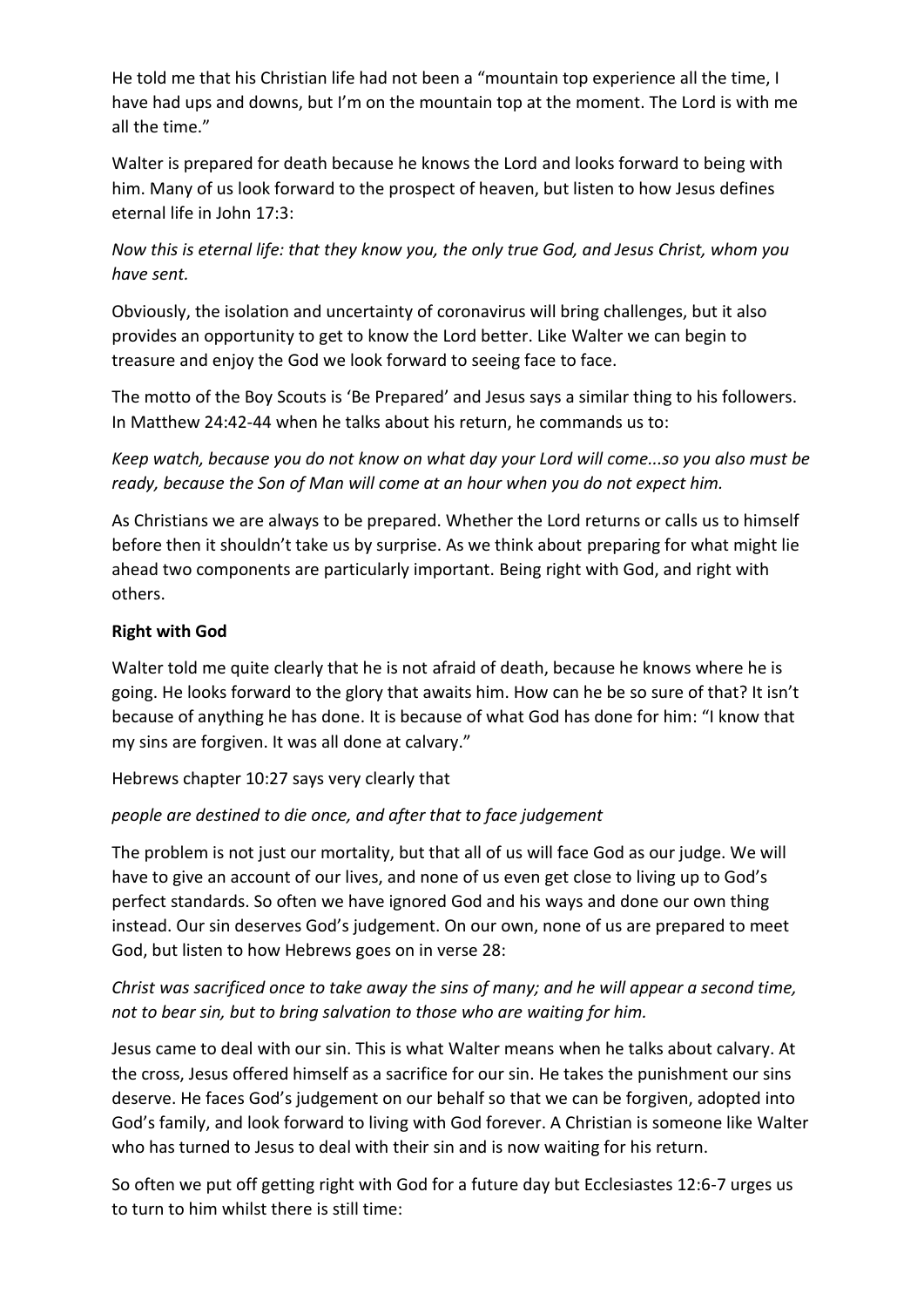He told me that his Christian life had not been a "mountain top experience all the time, I have had ups and downs, but I'm on the mountain top at the moment. The Lord is with me all the time."

Walter is prepared for death because he knows the Lord and looks forward to being with him. Many of us look forward to the prospect of heaven, but listen to how Jesus defines eternal life in John 17:3:

*Now this is eternal life: that they know you, the only true God, and Jesus Christ, whom you have sent.*

Obviously, the isolation and uncertainty of coronavirus will bring challenges, but it also provides an opportunity to get to know the Lord better. Like Walter we can begin to treasure and enjoy the God we look forward to seeing face to face.

The motto of the Boy Scouts is 'Be Prepared' and Jesus says a similar thing to his followers. In Matthew 24:42-44 when he talks about his return, he commands us to:

*Keep watch, because you do not know on what day your Lord will come...so you also must be ready, because the Son of Man will come at an hour when you do not expect him.*

As Christians we are always to be prepared. Whether the Lord returns or calls us to himself before then it shouldn't take us by surprise. As we think about preparing for what might lie ahead two components are particularly important. Being right with God, and right with others.

**Right with God**

Walter told me quite clearly that he is not afraid of death, because he knows where he is going. He looks forward to the glory that awaits him. How can he be so sure of that? It isn't because of anything he has done. It is because of what God has done for him: "I know that my sins are forgiven. It was all done at calvary."

Hebrews chapter 10:27 says very clearly that

*people are destined to die once, and after that to face judgement*

The problem is not just our mortality, but that all of us will face God as our judge. We will have to give an account of our lives, and none of us even get close to living up to God's perfect standards. So often we have ignored God and his ways and done our own thing instead. Our sin deserves God's judgement. On our own, none of us are prepared to meet God, but listen to how Hebrews goes on in verse 28:

*Christ was sacrificed once to take away the sins of many; and he will appear a second time, not to bear sin, but to bring salvation to those who are waiting for him.*

Jesus came to deal with our sin. This is what Walter means when he talks about calvary. At the cross, Jesus offered himself as a sacrifice for our sin. He takes the punishment our sins deserve. He faces God's judgement on our behalf so that we can be forgiven, adopted into God's family, and look forward to living with God forever. A Christian is someone like Walter who has turned to Jesus to deal with their sin and is now waiting for his return.

So often we put off getting right with God for a future day but Ecclesiastes 12:6-7 urges us to turn to him whilst there is still time: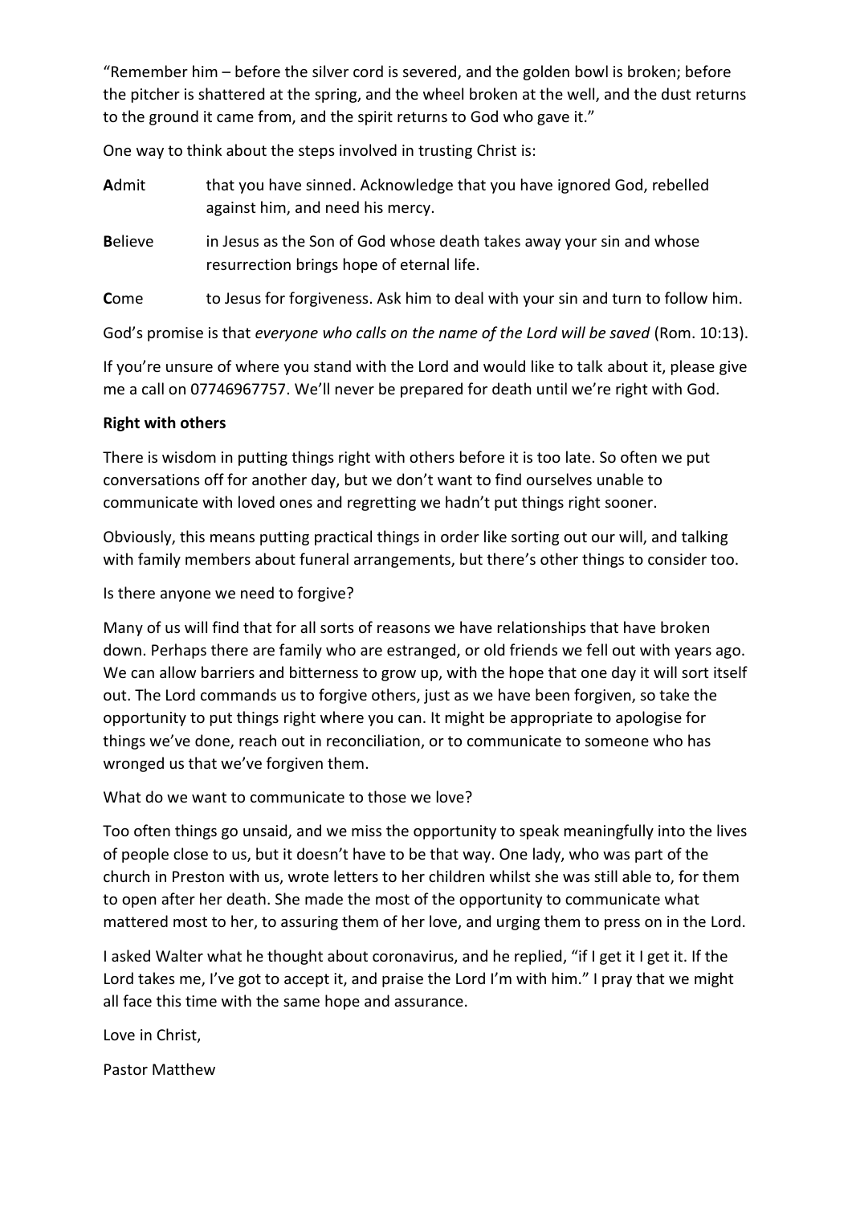"Remember him – before the silver cord is severed, and the golden bowl is broken; before the pitcher is shattered at the spring, and the wheel broken at the well, and the dust returns to the ground it came from, and the spirit returns to God who gave it."

One way to think about the steps involved in trusting Christ is:

**A**dmit — that you have sinned. Acknowledge that you have ignored God, rebelled against him, and need his mercy.

**B**elieve — in Jesus as the Son of God whose death takes away your sin and whose resurrection brings hope of eternal life.

**C**ome — to Jesus for forgiveness. Ask him to deal with your sin and turn to follow him.

God's promise is that *everyone who calls on the name of the Lord will be saved* (Rom. 10:13).

If you're unsure of where you stand with the Lord and would like to talk about it, please give me a call on 07746967757. We'll never be prepared for death until we're right with God.

**Right with others**

There is wisdom in putting things right with others before it is too late. So often we put conversations off for another day, but we don't want to find ourselves unable to communicate with loved ones and regretting we hadn't put things right sooner.

Obviously, this means putting practical things in order like sorting out our will, and talking with family members about funeral arrangements, but there's other things to consider too.

Is there anyone we need to forgive?

Many of us will find that for all sorts of reasons we have relationships that have broken down. Perhaps there are family who are estranged, or old friends we fell out with years ago. We can allow barriers and bitterness to grow up, with the hope that one day it will sort itself out. The Lord commands us to forgive others, just as we have been forgiven, so take the opportunity to put things right where you can. It might be appropriate to apologise for things we've done, reach out in reconciliation, or to communicate to someone who has wronged us that we've forgiven them.

What do we want to communicate to those we love?

Too often things go unsaid, and we miss the opportunity to speak meaningfully into the lives of people close to us, but it doesn't have to be that way. One lady, who was part of the church in Preston with us, wrote letters to her children whilst she was still able to, for them to open after her death. She made the most of the opportunity to communicate what mattered most to her, to assuring them of her love, and urging them to press on in the Lord.

I asked Walter what he thought about coronavirus, and he replied, "if I get it I get it. If the Lord takes me, I've got to accept it, and praise the Lord I'm with him." I pray that we might all face this time with the same hope and assurance.

Love in Christ,

Pastor Matthew